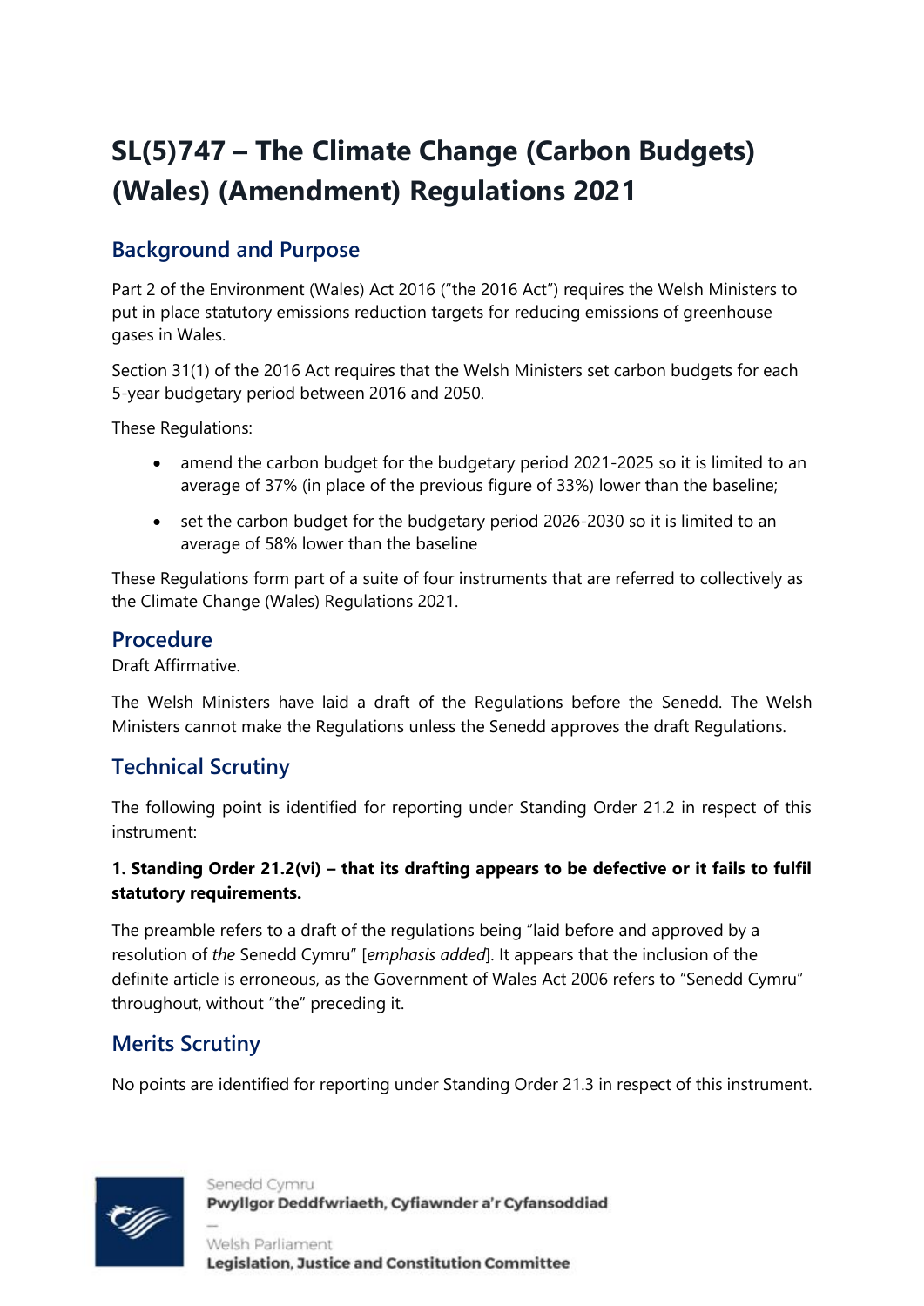# SL(5)747 – The Climate Change (Carbon Budgets) (Wales) (Amendment) Regulations 2021

## Background and Purpose

Part 2 of the Environment (Wales) Act 2016 ("the 2016 Act") requires the Welsh Ministers to put in place statutory emissions reduction targets for reducing emissions of greenhouse gases in Wales.

Section 31(1) of the 2016 Act requires that the Welsh Ministers set carbon budgets for each 5-year budgetary period between 2016 and 2050.

These Regulations:

- amend the carbon budget for the budgetary period 2021-2025 so it is limited to an average of 37% (in place of the previous figure of 33%) lower than the baseline;
- set the carbon budget for the budgetary period 2026-2030 so it is limited to an average of 58% lower than the baseline

These Regulations form part of a suite of four instruments that are referred to collectively as the Climate Change (Wales) Regulations 2021.

## Procedure

Draft Affirmative.

The Welsh Ministers have laid a draft of the Regulations before the Senedd. The Welsh Ministers cannot make the Regulations unless the Senedd approves the draft Regulations.

## Technical Scrutiny

The following point is identified for reporting under Standing Order 21.2 in respect of this instrument:

**1. Standing Order 21.2(vi) – that its drafting appears to be defective or it fails to fulfil statutory requirements.**

The preamble refers to a draft of the regulations being "laid before and approved by a resolution of *the* Senedd Cymru" [*emphasis added*]. It appears that the inclusion of the definite article is erroneous, as the Government of Wales Act 2006 refers to "Senedd Cymru" throughout, without "the" preceding it.

## Merits Scrutiny

No points are identified for reporting under Standing Order 21.3 in respect of this instrument.

Senedd Cymru
**Pwyllgor Deddfwriaeth, Cyfiawnder a'r Cyfansoddiad**

Welsh Parliament
**Legislation, Justice and Constitution Committee**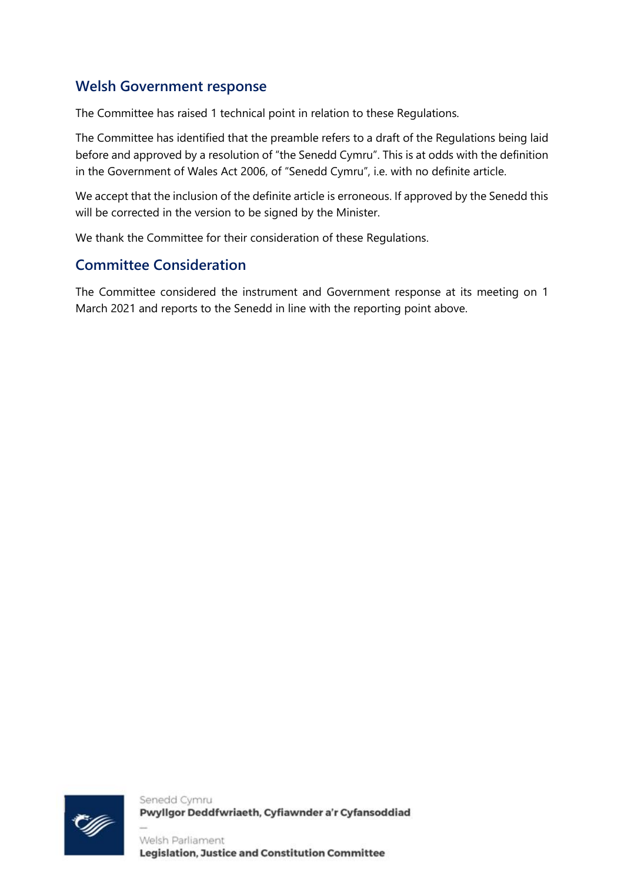## Welsh Government response

The Committee has raised 1 technical point in relation to these Regulations.

The Committee has identified that the preamble refers to a draft of the Regulations being laid before and approved by a resolution of "the Senedd Cymru". This is at odds with the definition in the Government of Wales Act 2006, of "Senedd Cymru", i.e. with no definite article.

We accept that the inclusion of the definite article is erroneous. If approved by the Senedd this will be corrected in the version to be signed by the Minister.

We thank the Committee for their consideration of these Regulations.

## Committee Consideration

The Committee considered the instrument and Government response at its meeting on 1 March 2021 and reports to the Senedd in line with the reporting point above.